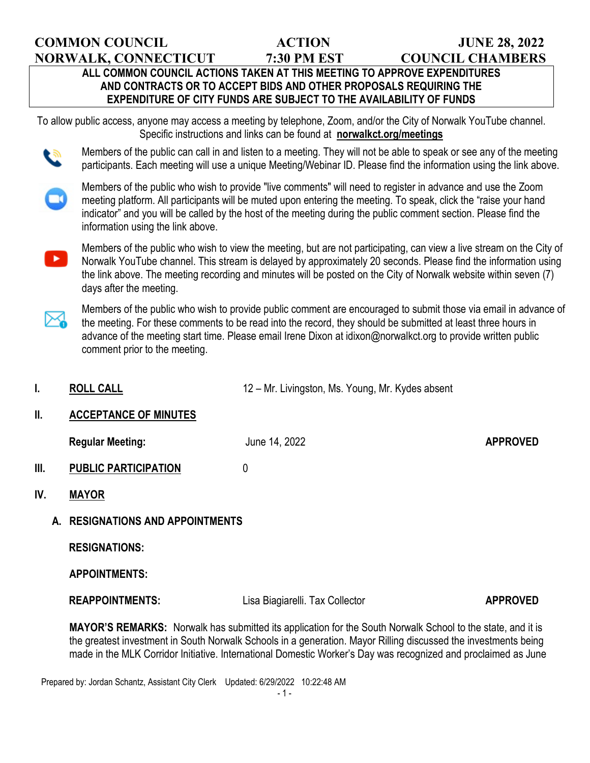**COMMON COUNCIL** **ACTION** **JUNE 28, 2022**
**NORWALK, CONNECTICUT** **7:30 PM EST** **COUNCIL CHAMBERS**

**ALL COMMON COUNCIL ACTIONS TAKEN AT THIS MEETING TO APPROVE EXPENDITURES AND CONTRACTS OR TO ACCEPT BIDS AND OTHER PROPOSALS REQUIRING THE EXPENDITURE OF CITY FUNDS ARE SUBJECT TO THE AVAILABILITY OF FUNDS**

To allow public access, anyone may access a meeting by telephone, Zoom, and/or the City of Norwalk YouTube channel. Specific instructions and links can be found at **norwalkct.org/meetings**

Members of the public can call in and listen to a meeting. They will not be able to speak or see any of the meeting participants. Each meeting will use a unique Meeting/Webinar ID. Please find the information using the link above.

Members of the public who wish to provide "live comments" will need to register in advance and use the Zoom meeting platform. All participants will be muted upon entering the meeting. To speak, click the "raise your hand indicator" and you will be called by the host of the meeting during the public comment section. Please find the information using the link above.

Members of the public who wish to view the meeting, but are not participating, can view a live stream on the City of Norwalk YouTube channel. This stream is delayed by approximately 20 seconds. Please find the information using the link above. The meeting recording and minutes will be posted on the City of Norwalk website within seven (7) days after the meeting.

Members of the public who wish to provide public comment are encouraged to submit those via email in advance of the meeting. For these comments to be read into the record, they should be submitted at least three hours in advance of the meeting start time. Please email Irene Dixon at idixon@norwalkct.org to provide written public comment prior to the meeting.

**I. ROLL CALL** 12 – Mr. Livingston, Ms. Young, Mr. Kydes absent

**II. ACCEPTANCE OF MINUTES**

**Regular Meeting:** June 14, 2022 **APPROVED**

**III. PUBLIC PARTICIPATION** 0

**IV. MAYOR**

**A. RESIGNATIONS AND APPOINTMENTS**

**RESIGNATIONS:**

**APPOINTMENTS:**

**REAPPOINTMENTS:** Lisa Biagiarelli. Tax Collector **APPROVED**

**MAYOR'S REMARKS:** Norwalk has submitted its application for the South Norwalk School to the state, and it is the greatest investment in South Norwalk Schools in a generation. Mayor Rilling discussed the investments being made in the MLK Corridor Initiative. International Domestic Worker's Day was recognized and proclaimed as June

Prepared by: Jordan Schantz, Assistant City Clerk Updated: 6/29/2022 10:22:48 AM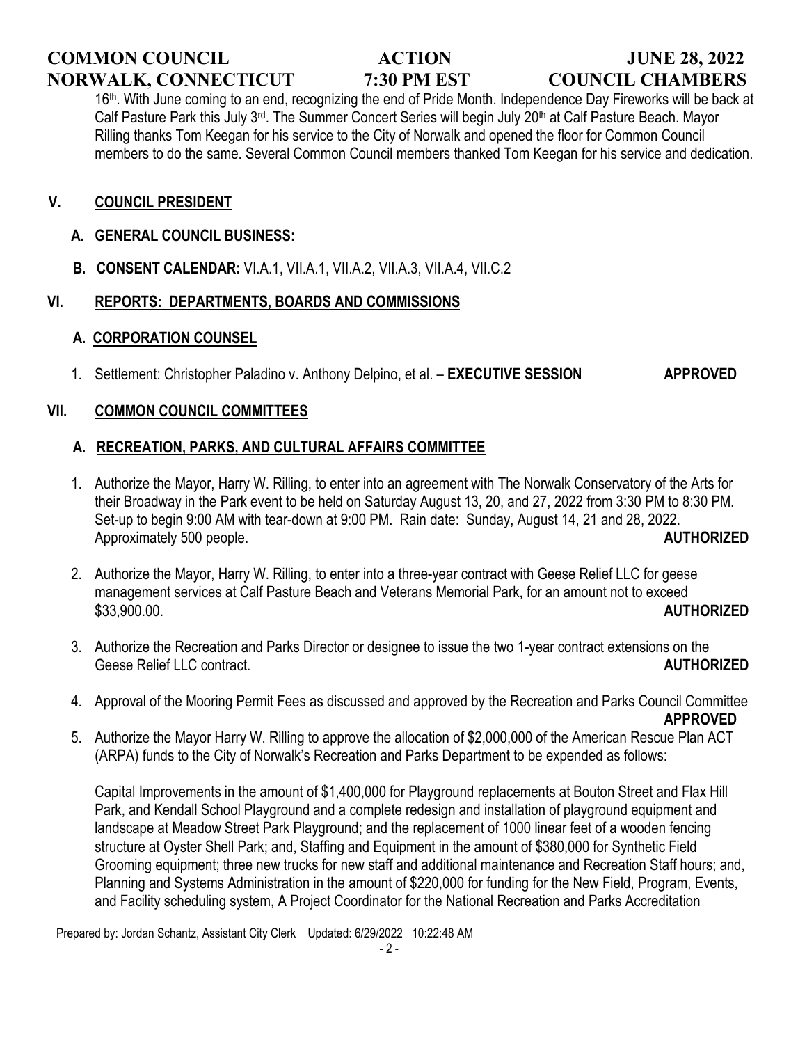16th. With June coming to an end, recognizing the end of Pride Month. Independence Day Fireworks will be back at Calf Pasture Park this July 3rd. The Summer Concert Series will begin July 20th at Calf Pasture Beach. Mayor Rilling thanks Tom Keegan for his service to the City of Norwalk and opened the floor for Common Council members to do the same. Several Common Council members thanked Tom Keegan for his service and dedication.

## V. COUNCIL PRESIDENT

### A. GENERAL COUNCIL BUSINESS:

### B. CONSENT CALENDAR: VI.A.1, VII.A.1, VII.A.2, VII.A.3, VII.A.4, VII.C.2

## VI. REPORTS: DEPARTMENTS, BOARDS AND COMMISSIONS

### A. CORPORATION COUNSEL

1. Settlement: Christopher Paladino v. Anthony Delpino, et al. – **EXECUTIVE SESSION** **APPROVED**

## VII. COMMON COUNCIL COMMITTEES

### A. RECREATION, PARKS, AND CULTURAL AFFAIRS COMMITTEE

1. Authorize the Mayor, Harry W. Rilling, to enter into an agreement with The Norwalk Conservatory of the Arts for their Broadway in the Park event to be held on Saturday August 13, 20, and 27, 2022 from 3:30 PM to 8:30 PM. Set-up to begin 9:00 AM with tear-down at 9:00 PM. Rain date: Sunday, August 14, 21 and 28, 2022. Approximately 500 people. **AUTHORIZED**

2. Authorize the Mayor, Harry W. Rilling, to enter into a three-year contract with Geese Relief LLC for geese management services at Calf Pasture Beach and Veterans Memorial Park, for an amount not to exceed $33,900.00. **AUTHORIZED**

3. Authorize the Recreation and Parks Director or designee to issue the two 1-year contract extensions on the Geese Relief LLC contract. **AUTHORIZED**

4. Approval of the Mooring Permit Fees as discussed and approved by the Recreation and Parks Council Committee **APPROVED**

5. Authorize the Mayor Harry W. Rilling to approve the allocation of $2,000,000 of the American Rescue Plan ACT (ARPA) funds to the City of Norwalk's Recreation and Parks Department to be expended as follows:

   Capital Improvements in the amount of $1,400,000 for Playground replacements at Bouton Street and Flax Hill Park, and Kendall School Playground and a complete redesign and installation of playground equipment and landscape at Meadow Street Park Playground; and the replacement of 1000 linear feet of a wooden fencing structure at Oyster Shell Park; and, Staffing and Equipment in the amount of $380,000 for Synthetic Field Grooming equipment; three new trucks for new staff and additional maintenance and Recreation Staff hours; and, Planning and Systems Administration in the amount of $220,000 for funding for the New Field, Program, Events, and Facility scheduling system, A Project Coordinator for the National Recreation and Parks Accreditation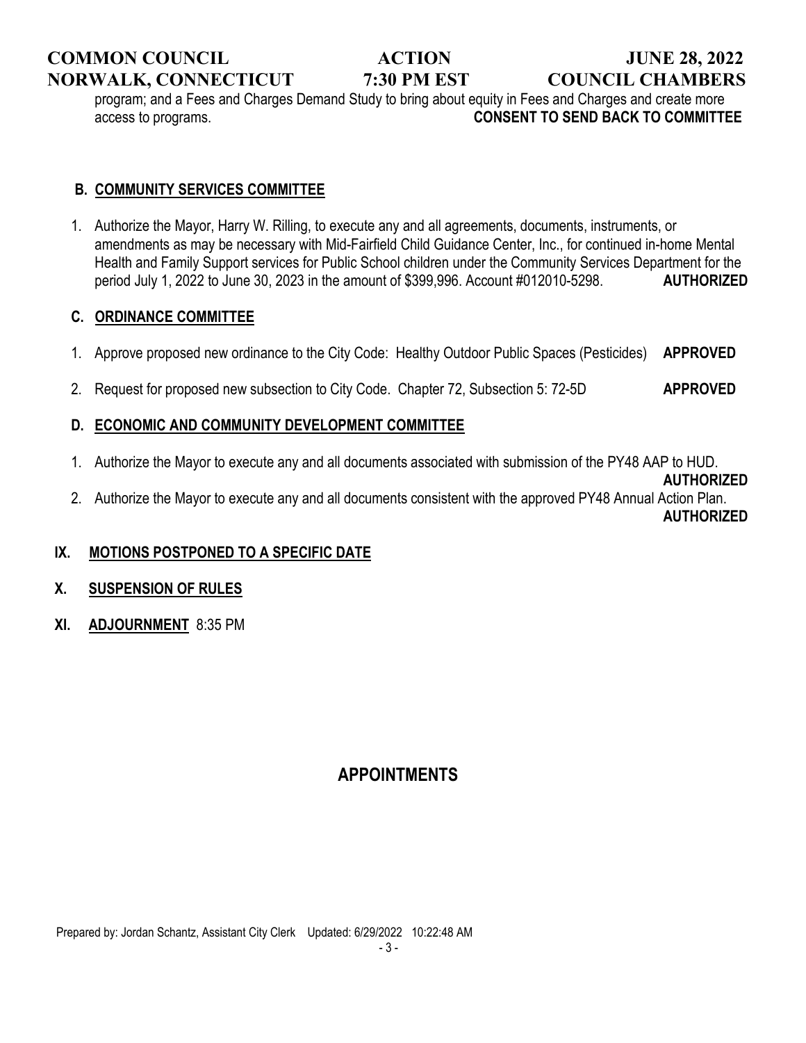program; and a Fees and Charges Demand Study to bring about equity in Fees and Charges and create more access to programs. **CONSENT TO SEND BACK TO COMMITTEE**

**B. COMMUNITY SERVICES COMMITTEE**

1. Authorize the Mayor, Harry W. Rilling, to execute any and all agreements, documents, instruments, or amendments as may be necessary with Mid-Fairfield Child Guidance Center, Inc., for continued in-home Mental Health and Family Support services for Public School children under the Community Services Department for the period July 1, 2022 to June 30, 2023 in the amount of $399,996. Account #012010-5298. **AUTHORIZED**

**C. ORDINANCE COMMITTEE**

1. Approve proposed new ordinance to the City Code: Healthy Outdoor Public Spaces (Pesticides) **APPROVED**
2. Request for proposed new subsection to City Code. Chapter 72, Subsection 5: 72-5D **APPROVED**

**D. ECONOMIC AND COMMUNITY DEVELOPMENT COMMITTEE**

1. Authorize the Mayor to execute any and all documents associated with submission of the PY48 AAP to HUD. **AUTHORIZED**
2. Authorize the Mayor to execute any and all documents consistent with the approved PY48 Annual Action Plan. **AUTHORIZED**

## IX. MOTIONS POSTPONED TO A SPECIFIC DATE

## X. SUSPENSION OF RULES

## XI. ADJOURNMENT 8:35 PM

## APPOINTMENTS

Prepared by: Jordan Schantz, Assistant City Clerk Updated: 6/29/2022 10:22:48 AM